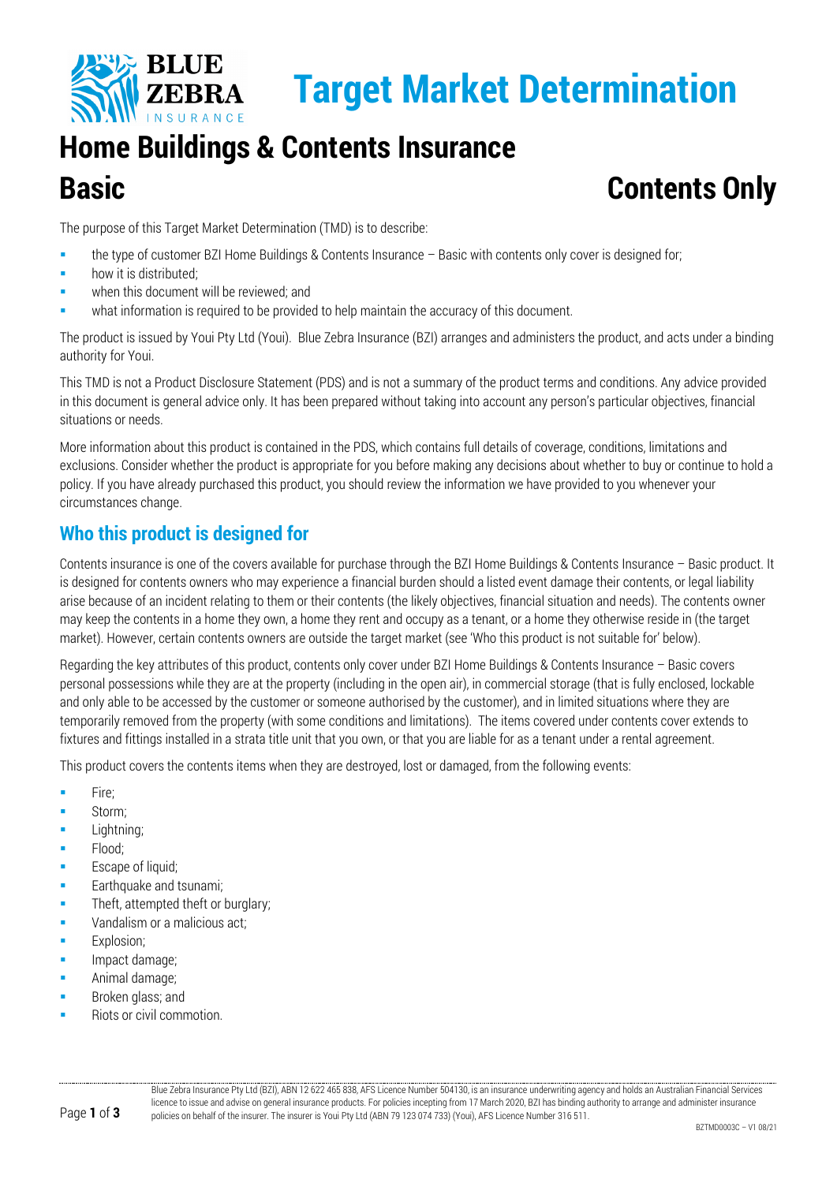# Target Market Determination

# Home Buildings & Contents Insurance

## Basic

## Contents Only

The purpose of this Target Market Determination (TMD) is to describe:

- the type of customer BZI Home Buildings & Contents Insurance – Basic with contents only cover is designed for;
- how it is distributed;
- when this document will be reviewed; and
- what information is required to be provided to help maintain the accuracy of this document.

The product is issued by Youi Pty Ltd (Youi). Blue Zebra Insurance (BZI) arranges and administers the product, and acts under a binding authority for Youi.

This TMD is not a Product Disclosure Statement (PDS) and is not a summary of the product terms and conditions. Any advice provided in this document is general advice only. It has been prepared without taking into account any person's particular objectives, financial situations or needs.

More information about this product is contained in the PDS, which contains full details of coverage, conditions, limitations and exclusions. Consider whether the product is appropriate for you before making any decisions about whether to buy or continue to hold a policy. If you have already purchased this product, you should review the information we have provided to you whenever your circumstances change.

## Who this product is designed for

Contents insurance is one of the covers available for purchase through the BZI Home Buildings & Contents Insurance – Basic product. It is designed for contents owners who may experience a financial burden should a listed event damage their contents, or legal liability arise because of an incident relating to them or their contents (the likely objectives, financial situation and needs). The contents owner may keep the contents in a home they own, a home they rent and occupy as a tenant, or a home they otherwise reside in (the target market). However, certain contents owners are outside the target market (see 'Who this product is not suitable for' below).

Regarding the key attributes of this product, contents only cover under BZI Home Buildings & Contents Insurance – Basic covers personal possessions while they are at the property (including in the open air), in commercial storage (that is fully enclosed, lockable and only able to be accessed by the customer or someone authorised by the customer), and in limited situations where they are temporarily removed from the property (with some conditions and limitations). The items covered under contents cover extends to fixtures and fittings installed in a strata title unit that you own, or that you are liable for as a tenant under a rental agreement.

This product covers the contents items when they are destroyed, lost or damaged, from the following events:

- Fire;
- Storm;
- Lightning;
- Flood;
- Escape of liquid;
- Earthquake and tsunami;
- Theft, attempted theft or burglary;
- Vandalism or a malicious act;
- Explosion;
- Impact damage;
- Animal damage;
- Broken glass; and
- Riots or civil commotion.

Blue Zebra Insurance Pty Ltd (BZI), ABN 12 622 465 838, AFS Licence Number 504130, is an insurance underwriting agency and holds an Australian Financial Services licence to issue and advise on general insurance products. For policies incepting from 17 March 2020, BZI has binding authority to arrange and administer insurance policies on behalf of the insurer. The insurer is Youi Pty Ltd (ABN 79 123 074 733) (Youi), AFS Licence Number 316 511.

BZTMD0003C – V1 08/21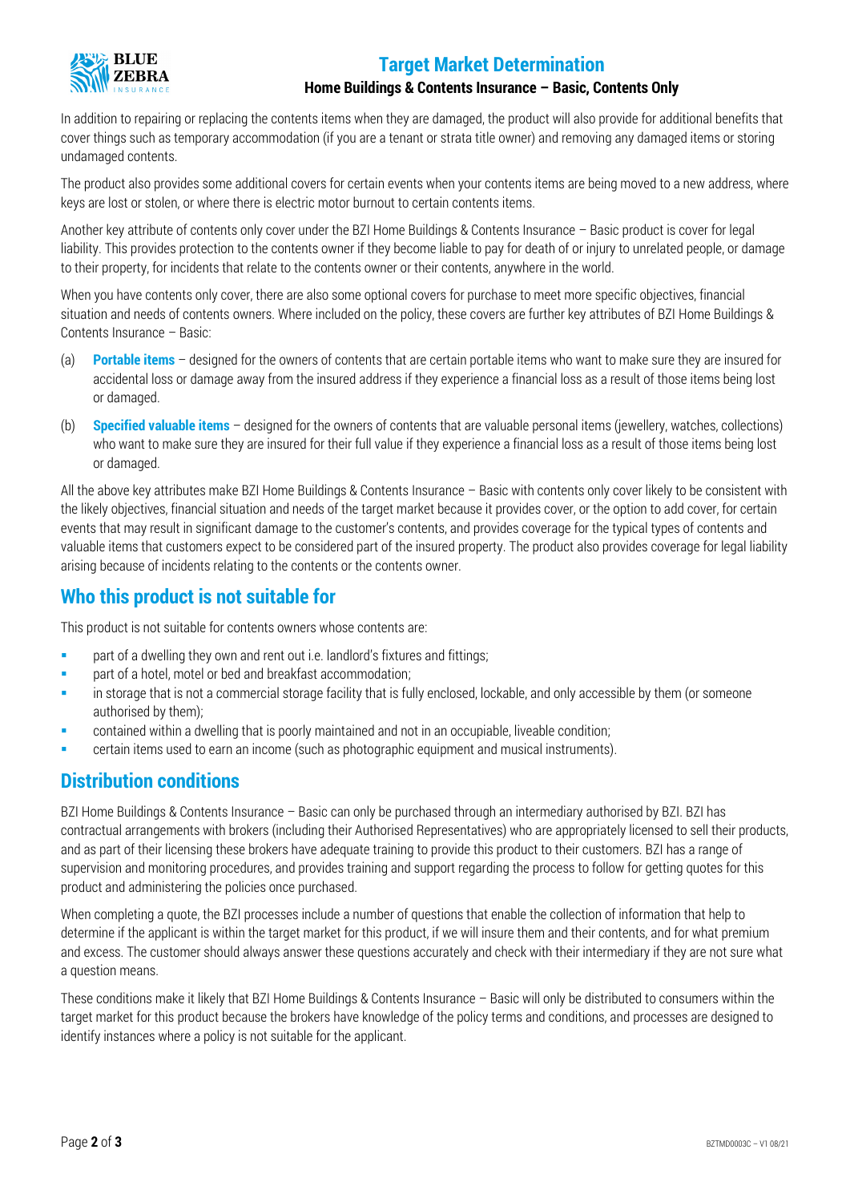In addition to repairing or replacing the contents items when they are damaged, the product will also provide for additional benefits that cover things such as temporary accommodation (if you are a tenant or strata title owner) and removing any damaged items or storing undamaged contents.

The product also provides some additional covers for certain events when your contents items are being moved to a new address, where keys are lost or stolen, or where there is electric motor burnout to certain contents items.

Another key attribute of contents only cover under the BZI Home Buildings & Contents Insurance – Basic product is cover for legal liability. This provides protection to the contents owner if they become liable to pay for death of or injury to unrelated people, or damage to their property, for incidents that relate to the contents owner or their contents, anywhere in the world.

When you have contents only cover, there are also some optional covers for purchase to meet more specific objectives, financial situation and needs of contents owners. Where included on the policy, these covers are further key attributes of BZI Home Buildings & Contents Insurance – Basic:

(a) **Portable items** – designed for the owners of contents that are certain portable items who want to make sure they are insured for accidental loss or damage away from the insured address if they experience a financial loss as a result of those items being lost or damaged.

(b) **Specified valuable items** – designed for the owners of contents that are valuable personal items (jewellery, watches, collections) who want to make sure they are insured for their full value if they experience a financial loss as a result of those items being lost or damaged.

All the above key attributes make BZI Home Buildings & Contents Insurance – Basic with contents only cover likely to be consistent with the likely objectives, financial situation and needs of the target market because it provides cover, or the option to add cover, for certain events that may result in significant damage to the customer's contents, and provides coverage for the typical types of contents and valuable items that customers expect to be considered part of the insured property. The product also provides coverage for legal liability arising because of incidents relating to the contents or the contents owner.

## Who this product is not suitable for

This product is not suitable for contents owners whose contents are:

- part of a dwelling they own and rent out i.e. landlord's fixtures and fittings;
- part of a hotel, motel or bed and breakfast accommodation;
- in storage that is not a commercial storage facility that is fully enclosed, lockable, and only accessible by them (or someone authorised by them);
- contained within a dwelling that is poorly maintained and not in an occupiable, liveable condition;
- certain items used to earn an income (such as photographic equipment and musical instruments).

## Distribution conditions

BZI Home Buildings & Contents Insurance – Basic can only be purchased through an intermediary authorised by BZI. BZI has contractual arrangements with brokers (including their Authorised Representatives) who are appropriately licensed to sell their products, and as part of their licensing these brokers have adequate training to provide this product to their customers. BZI has a range of supervision and monitoring procedures, and provides training and support regarding the process to follow for getting quotes for this product and administering the policies once purchased.

When completing a quote, the BZI processes include a number of questions that enable the collection of information that help to determine if the applicant is within the target market for this product, if we will insure them and their contents, and for what premium and excess. The customer should always answer these questions accurately and check with their intermediary if they are not sure what a question means.

These conditions make it likely that BZI Home Buildings & Contents Insurance – Basic will only be distributed to consumers within the target market for this product because the brokers have knowledge of the policy terms and conditions, and processes are designed to identify instances where a policy is not suitable for the applicant.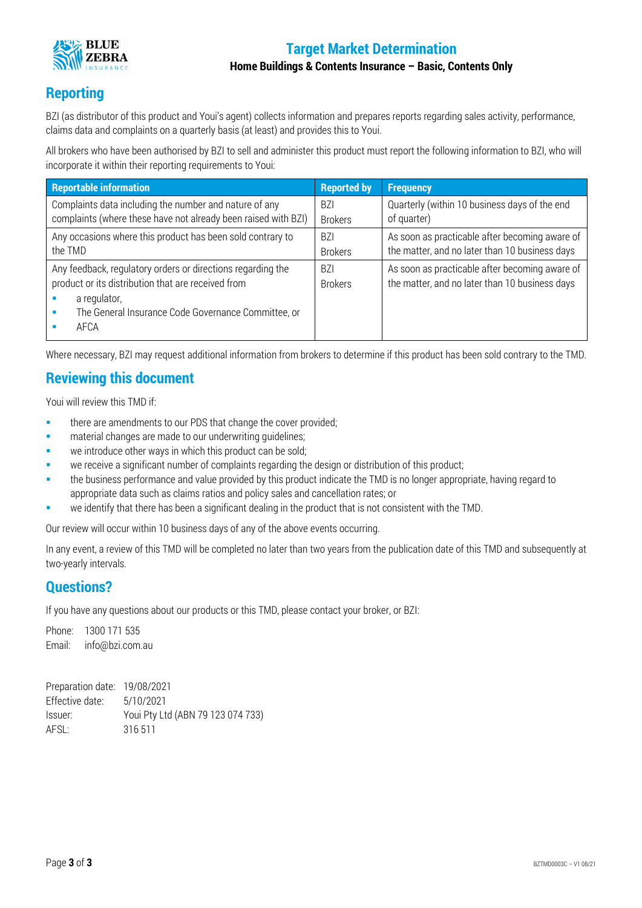## Reporting

BZI (as distributor of this product and Youi's agent) collects information and prepares reports regarding sales activity, performance, claims data and complaints on a quarterly basis (at least) and provides this to Youi.

All brokers who have been authorised by BZI to sell and administer this product must report the following information to BZI, who will incorporate it within their reporting requirements to Youi:

| Reportable information | Reported by | Frequency |
|---|---|---|
| Complaints data including the number and nature of any complaints (where these have not already been raised with BZI) | BZI<br>Brokers | Quarterly (within 10 business days of the end of quarter) |
| Any occasions where this product has been sold contrary to the TMD | BZI<br>Brokers | As soon as practicable after becoming aware of the matter, and no later than 10 business days |
| Any feedback, regulatory orders or directions regarding the product or its distribution that are received from<br>▪ a regulator,<br>▪ The General Insurance Code Governance Committee, or<br>▪ AFCA | BZI<br>Brokers | As soon as practicable after becoming aware of the matter, and no later than 10 business days |

Where necessary, BZI may request additional information from brokers to determine if this product has been sold contrary to the TMD.

## Reviewing this document

Youi will review this TMD if:

- there are amendments to our PDS that change the cover provided;
- material changes are made to our underwriting guidelines;
- we introduce other ways in which this product can be sold;
- we receive a significant number of complaints regarding the design or distribution of this product;
- the business performance and value provided by this product indicate the TMD is no longer appropriate, having regard to appropriate data such as claims ratios and policy sales and cancellation rates; or
- we identify that there has been a significant dealing in the product that is not consistent with the TMD.

Our review will occur within 10 business days of any of the above events occurring.

In any event, a review of this TMD will be completed no later than two years from the publication date of this TMD and subsequently at two-yearly intervals.

## Questions?

If you have any questions about our products or this TMD, please contact your broker, or BZI:

Phone: 1300 171 535
Email: info@bzi.com.au

Preparation date: 19/08/2021
Effective date: 5/10/2021
Issuer: Youi Pty Ltd (ABN 79 123 074 733)
AFSL: 316 511